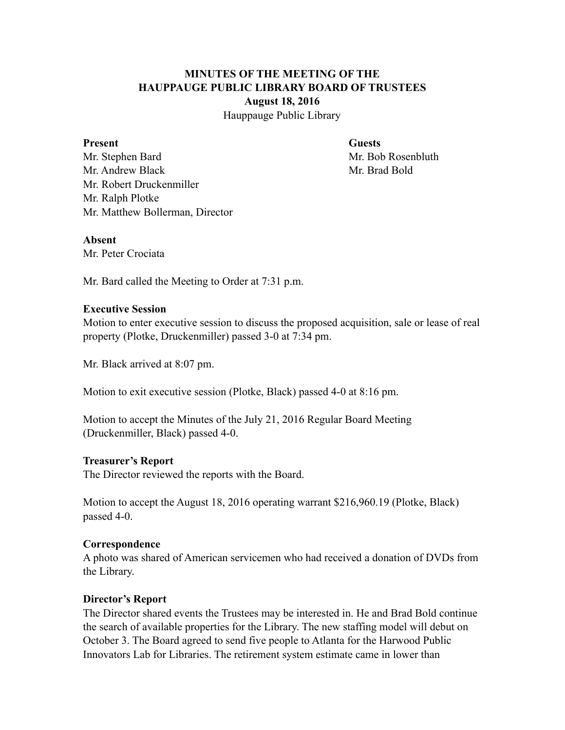**MINUTES OF THE MEETING OF THE**
**HAUPPAUGE PUBLIC LIBRARY BOARD OF TRUSTEES**
**August 18, 2016**
Hauppauge Public Library

**Present**
Mr. Stephen Bard
Mr. Andrew Black
Mr. Robert Druckenmiller
Mr. Ralph Plotke
Mr. Matthew Bollerman, Director

**Guests**
Mr. Bob Rosenbluth
Mr. Brad Bold

**Absent**
Mr. Peter Crociata

Mr. Bard called the Meeting to Order at 7:31 p.m.

**Executive Session**
Motion to enter executive session to discuss the proposed acquisition, sale or lease of real property (Plotke, Druckenmiller) passed 3-0 at 7:34 pm.

Mr. Black arrived at 8:07 pm.

Motion to exit executive session (Plotke, Black) passed 4-0 at 8:16 pm.

Motion to accept the Minutes of the July 21, 2016 Regular Board Meeting (Druckenmiller, Black) passed 4-0.

**Treasurer's Report**
The Director reviewed the reports with the Board.

Motion to accept the August 18, 2016 operating warrant $216,960.19 (Plotke, Black) passed 4-0.

**Correspondence**
A photo was shared of American servicemen who had received a donation of DVDs from the Library.

**Director's Report**
The Director shared events the Trustees may be interested in. He and Brad Bold continue the search of available properties for the Library. The new staffing model will debut on October 3. The Board agreed to send five people to Atlanta for the Harwood Public Innovators Lab for Libraries. The retirement system estimate came in lower than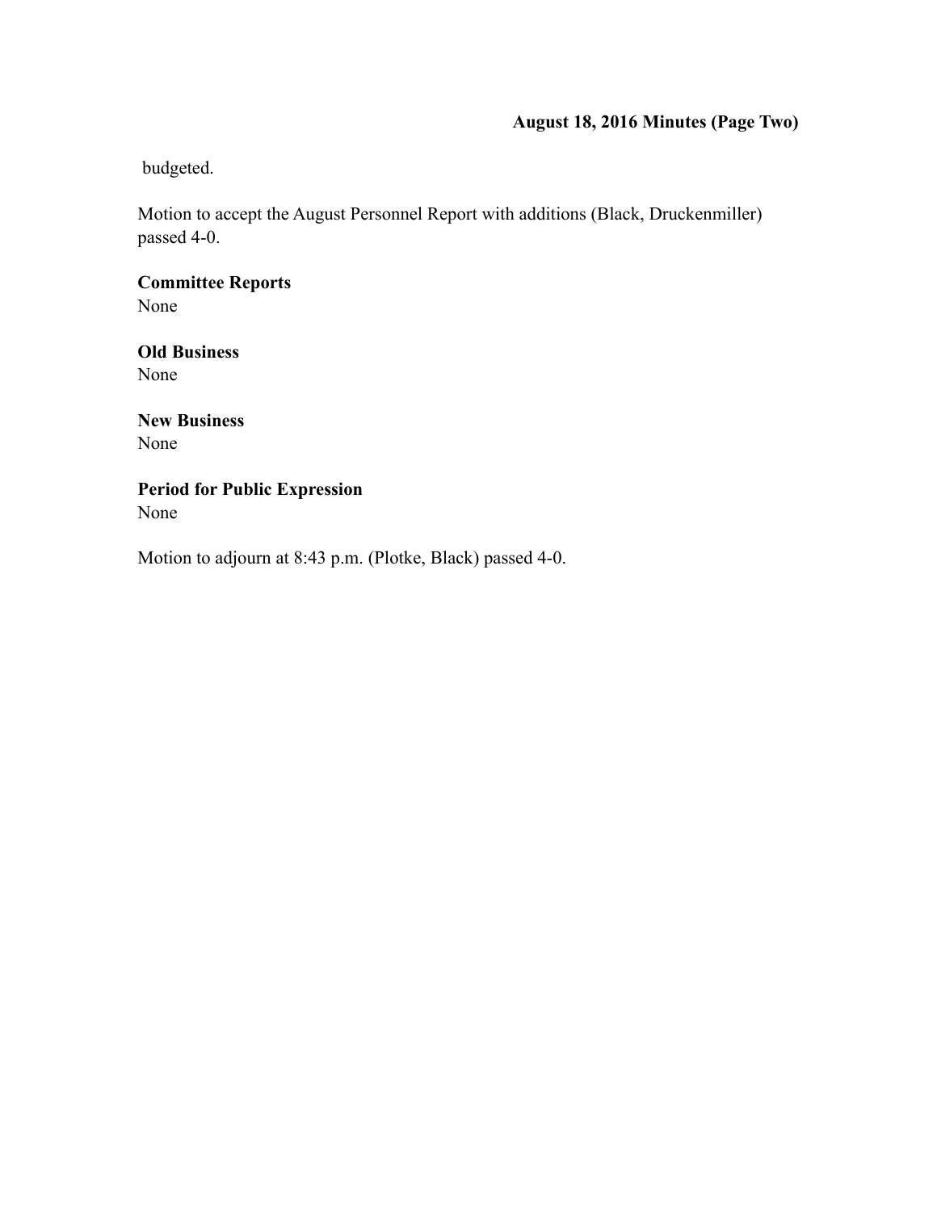budgeted.

Motion to accept the August Personnel Report with additions (Black, Druckenmiller) passed 4-0.

**Committee Reports**
None

**Old Business**
None

**New Business**
None

**Period for Public Expression**
None

Motion to adjourn at 8:43 p.m. (Plotke, Black) passed 4-0.